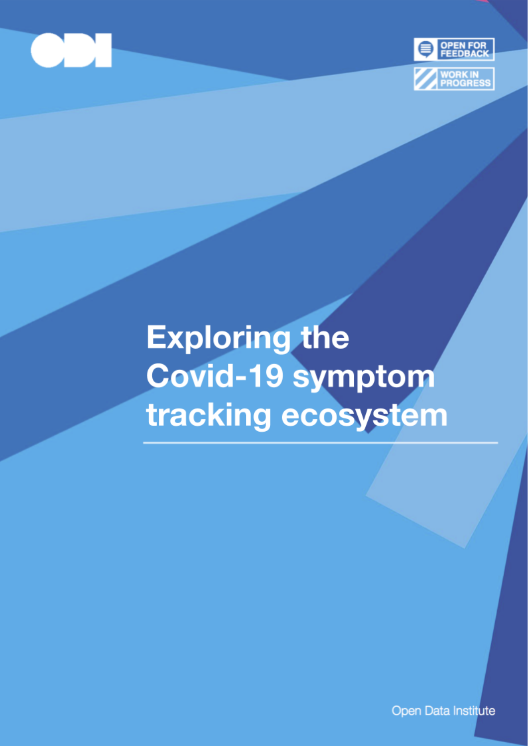ODI

OPEN FOR FEEDBACK

WORK IN PROGRESS

# Exploring the Covid-19 symptom tracking ecosystem

Open Data Institute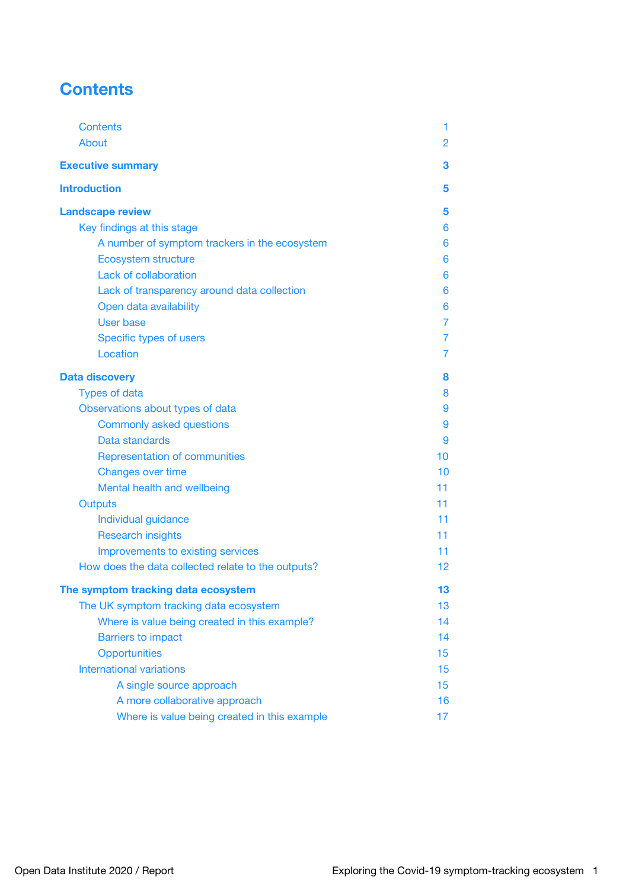# Contents

| | |
|---|---|
| Contents | 1 |
| About | 2 |
| **Executive summary** | **3** |
| **Introduction** | **5** |
| **Landscape review** | **5** |
| Key findings at this stage | 6 |
| A number of symptom trackers in the ecosystem | 6 |
| Ecosystem structure | 6 |
| Lack of collaboration | 6 |
| Lack of transparency around data collection | 6 |
| Open data availability | 6 |
| User base | 7 |
| Specific types of users | 7 |
| Location | 7 |
| **Data discovery** | **8** |
| Types of data | 8 |
| Observations about types of data | 9 |
| Commonly asked questions | 9 |
| Data standards | 9 |
| Representation of communities | 10 |
| Changes over time | 10 |
| Mental health and wellbeing | 11 |
| Outputs | 11 |
| Individual guidance | 11 |
| Research insights | 11 |
| Improvements to existing services | 11 |
| How does the data collected relate to the outputs? | 12 |
| **The symptom tracking data ecosystem** | **13** |
| The UK symptom tracking data ecosystem | 13 |
| Where is value being created in this example? | 14 |
| Barriers to impact | 14 |
| Opportunities | 15 |
| International variations | 15 |
| A single source approach | 15 |
| A more collaborative approach | 16 |
| Where is value being created in this example | 17 |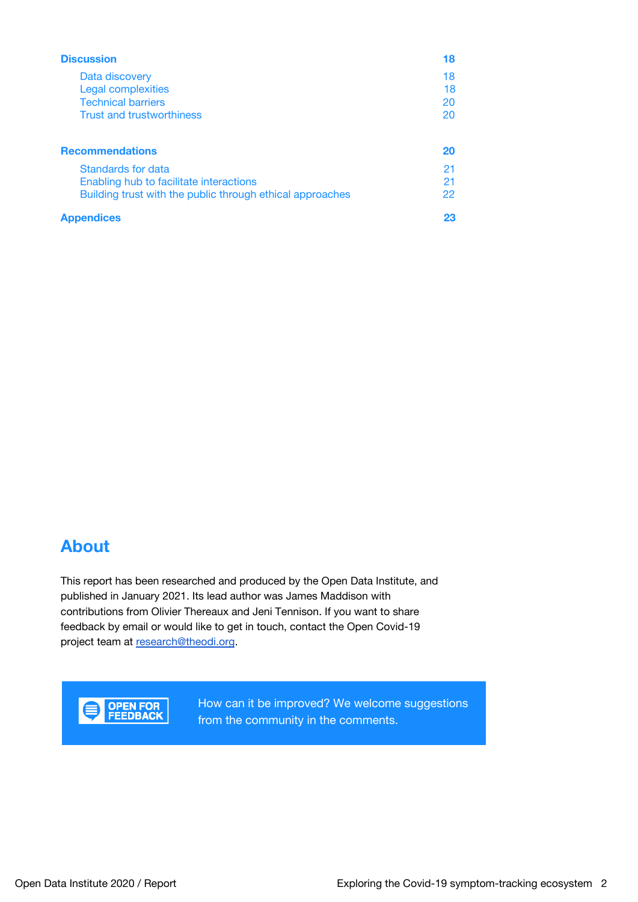| | |
|---|---|
| **Discussion** | **18** |
| Data discovery | 18 |
| Legal complexities | 18 |
| Technical barriers | 20 |
| Trust and trustworthiness | 20 |
| **Recommendations** | **20** |
| Standards for data | 21 |
| Enabling hub to facilitate interactions | 21 |
| Building trust with the public through ethical approaches | 22 |
| **Appendices** | **23** |

## About

This report has been researched and produced by the Open Data Institute, and published in January 2021. Its lead author was James Maddison with contributions from Olivier Thereaux and Jeni Tennison. If you want to share feedback by email or would like to get in touch, contact the Open Covid-19 project team at research@theodi.org.

OPEN FOR FEEDBACK

How can it be improved? We welcome suggestions from the community in the comments.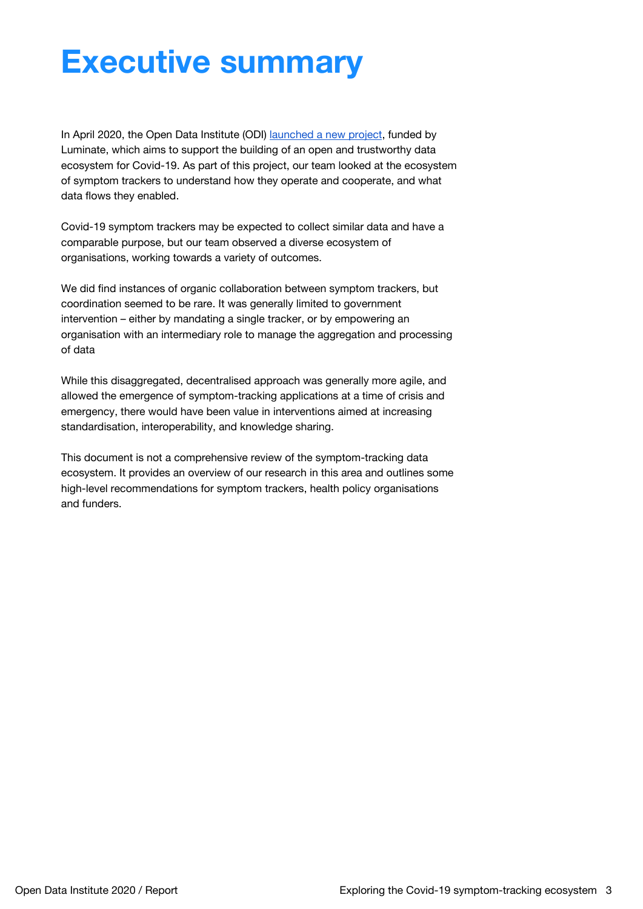# Executive summary

In April 2020, the Open Data Institute (ODI) launched a new project, funded by Luminate, which aims to support the building of an open and trustworthy data ecosystem for Covid-19. As part of this project, our team looked at the ecosystem of symptom trackers to understand how they operate and cooperate, and what data flows they enabled.

Covid-19 symptom trackers may be expected to collect similar data and have a comparable purpose, but our team observed a diverse ecosystem of organisations, working towards a variety of outcomes.

We did find instances of organic collaboration between symptom trackers, but coordination seemed to be rare. It was generally limited to government intervention – either by mandating a single tracker, or by empowering an organisation with an intermediary role to manage the aggregation and processing of data

While this disaggregated, decentralised approach was generally more agile, and allowed the emergence of symptom-tracking applications at a time of crisis and emergency, there would have been value in interventions aimed at increasing standardisation, interoperability, and knowledge sharing.

This document is not a comprehensive review of the symptom-tracking data ecosystem. It provides an overview of our research in this area and outlines some high-level recommendations for symptom trackers, health policy organisations and funders.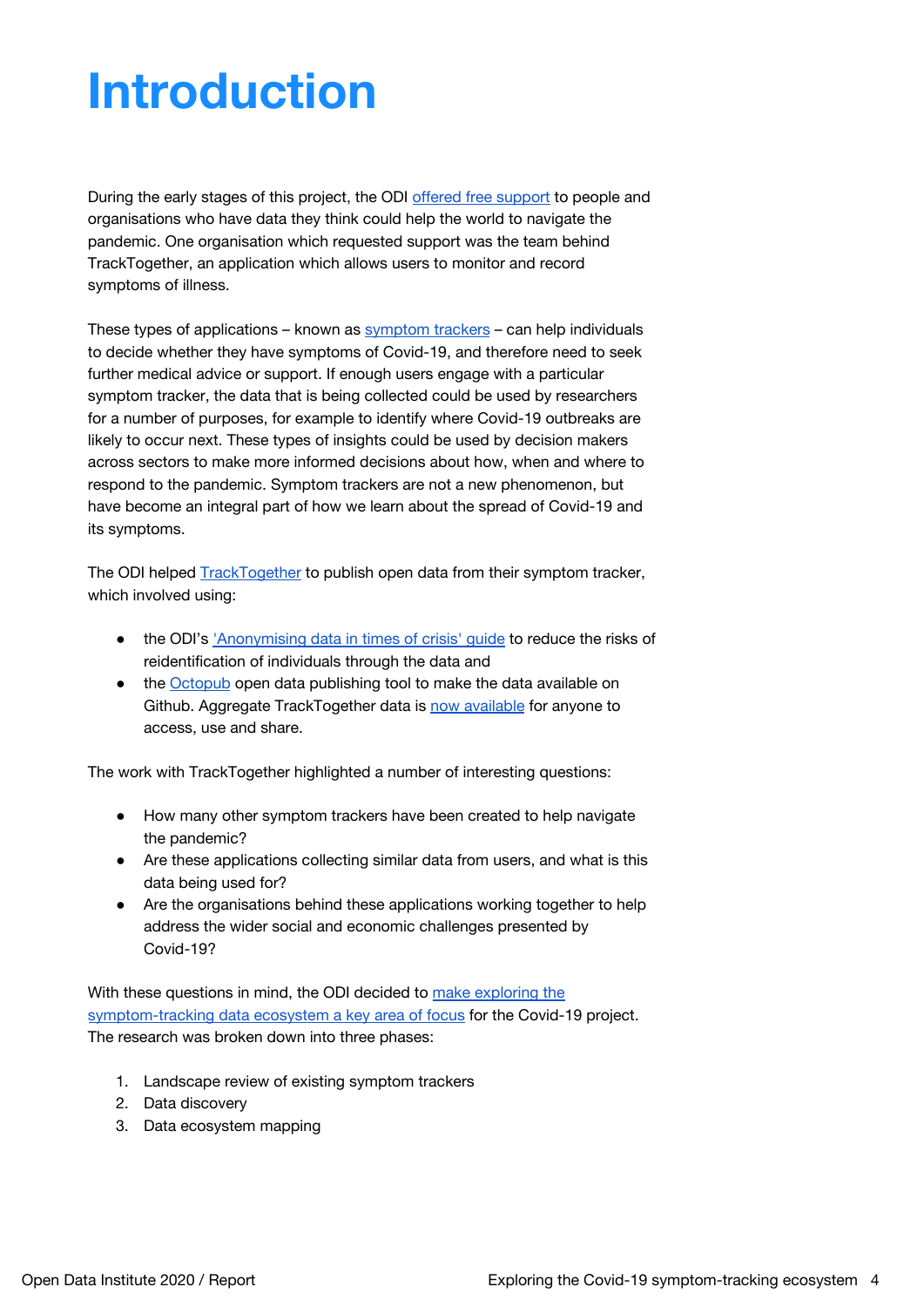# Introduction

During the early stages of this project, the ODI offered free support to people and organisations who have data they think could help the world to navigate the pandemic. One organisation which requested support was the team behind TrackTogether, an application which allows users to monitor and record symptoms of illness.

These types of applications – known as symptom trackers – can help individuals to decide whether they have symptoms of Covid-19, and therefore need to seek further medical advice or support. If enough users engage with a particular symptom tracker, the data that is being collected could be used by researchers for a number of purposes, for example to identify where Covid-19 outbreaks are likely to occur next. These types of insights could be used by decision makers across sectors to make more informed decisions about how, when and where to respond to the pandemic. Symptom trackers are not a new phenomenon, but have become an integral part of how we learn about the spread of Covid-19 and its symptoms.

The ODI helped TrackTogether to publish open data from their symptom tracker, which involved using:

- the ODI's 'Anonymising data in times of crisis' guide to reduce the risks of reidentification of individuals through the data and
- the Octopub open data publishing tool to make the data available on Github. Aggregate TrackTogether data is now available for anyone to access, use and share.

The work with TrackTogether highlighted a number of interesting questions:

- How many other symptom trackers have been created to help navigate the pandemic?
- Are these applications collecting similar data from users, and what is this data being used for?
- Are the organisations behind these applications working together to help address the wider social and economic challenges presented by Covid-19?

With these questions in mind, the ODI decided to make exploring the symptom-tracking data ecosystem a key area of focus for the Covid-19 project. The research was broken down into three phases:

1. Landscape review of existing symptom trackers
2. Data discovery
3. Data ecosystem mapping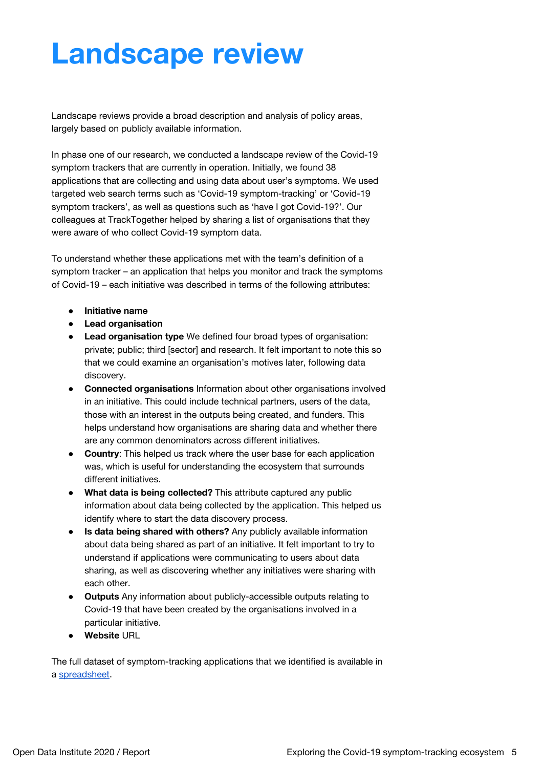# Landscape review

Landscape reviews provide a broad description and analysis of policy areas, largely based on publicly available information.

In phase one of our research, we conducted a landscape review of the Covid-19 symptom trackers that are currently in operation. Initially, we found 38 applications that are collecting and using data about user's symptoms. We used targeted web search terms such as 'Covid-19 symptom-tracking' or 'Covid-19 symptom trackers', as well as questions such as 'have I got Covid-19?'. Our colleagues at TrackTogether helped by sharing a list of organisations that they were aware of who collect Covid-19 symptom data.

To understand whether these applications met with the team's definition of a symptom tracker – an application that helps you monitor and track the symptoms of Covid-19 – each initiative was described in terms of the following attributes:

- **Initiative name**
- **Lead organisation**
- **Lead organisation type** We defined four broad types of organisation: private; public; third [sector] and research. It felt important to note this so that we could examine an organisation's motives later, following data discovery.
- **Connected organisations** Information about other organisations involved in an initiative. This could include technical partners, users of the data, those with an interest in the outputs being created, and funders. This helps understand how organisations are sharing data and whether there are any common denominators across different initiatives.
- **Country**: This helped us track where the user base for each application was, which is useful for understanding the ecosystem that surrounds different initiatives.
- **What data is being collected?** This attribute captured any public information about data being collected by the application. This helped us identify where to start the data discovery process.
- **Is data being shared with others?** Any publicly available information about data being shared as part of an initiative. It felt important to try to understand if applications were communicating to users about data sharing, as well as discovering whether any initiatives were sharing with each other.
- **Outputs** Any information about publicly-accessible outputs relating to Covid-19 that have been created by the organisations involved in a particular initiative.
- **Website** URL

The full dataset of symptom-tracking applications that we identified is available in a spreadsheet.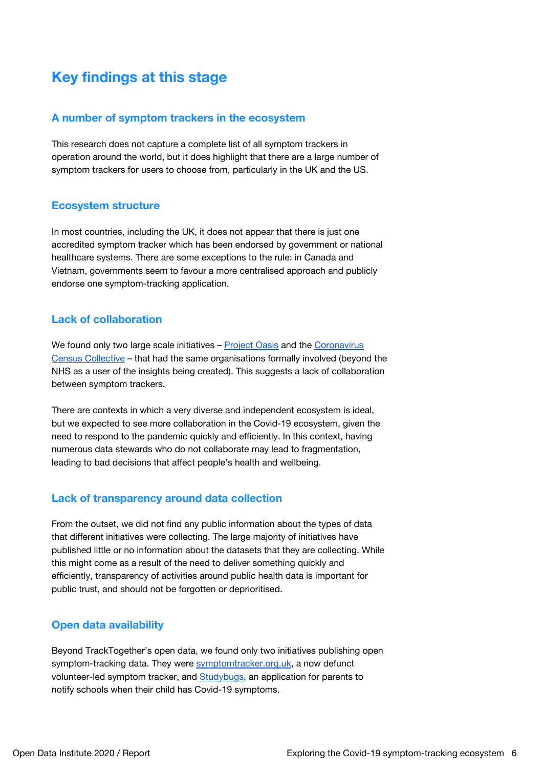## Key findings at this stage

### A number of symptom trackers in the ecosystem

This research does not capture a complete list of all symptom trackers in operation around the world, but it does highlight that there are a large number of symptom trackers for users to choose from, particularly in the UK and the US.

### Ecosystem structure

In most countries, including the UK, it does not appear that there is just one accredited symptom tracker which has been endorsed by government or national healthcare systems. There are some exceptions to the rule: in Canada and Vietnam, governments seem to favour a more centralised approach and publicly endorse one symptom-tracking application.

### Lack of collaboration

We found only two large scale initiatives – Project Oasis and the Coronavirus Census Collective – that had the same organisations formally involved (beyond the NHS as a user of the insights being created). This suggests a lack of collaboration between symptom trackers.

There are contexts in which a very diverse and independent ecosystem is ideal, but we expected to see more collaboration in the Covid-19 ecosystem, given the need to respond to the pandemic quickly and efficiently. In this context, having numerous data stewards who do not collaborate may lead to fragmentation, leading to bad decisions that affect people's health and wellbeing.

### Lack of transparency around data collection

From the outset, we did not find any public information about the types of data that different initiatives were collecting. The large majority of initiatives have published little or no information about the datasets that they are collecting. While this might come as a result of the need to deliver something quickly and efficiently, transparency of activities around public health data is important for public trust, and should not be forgotten or deprioritised.

### Open data availability

Beyond TrackTogether's open data, we found only two initiatives publishing open symptom-tracking data. They were symptomtracker.org.uk, a now defunct volunteer-led symptom tracker, and Studybugs, an application for parents to notify schools when their child has Covid-19 symptoms.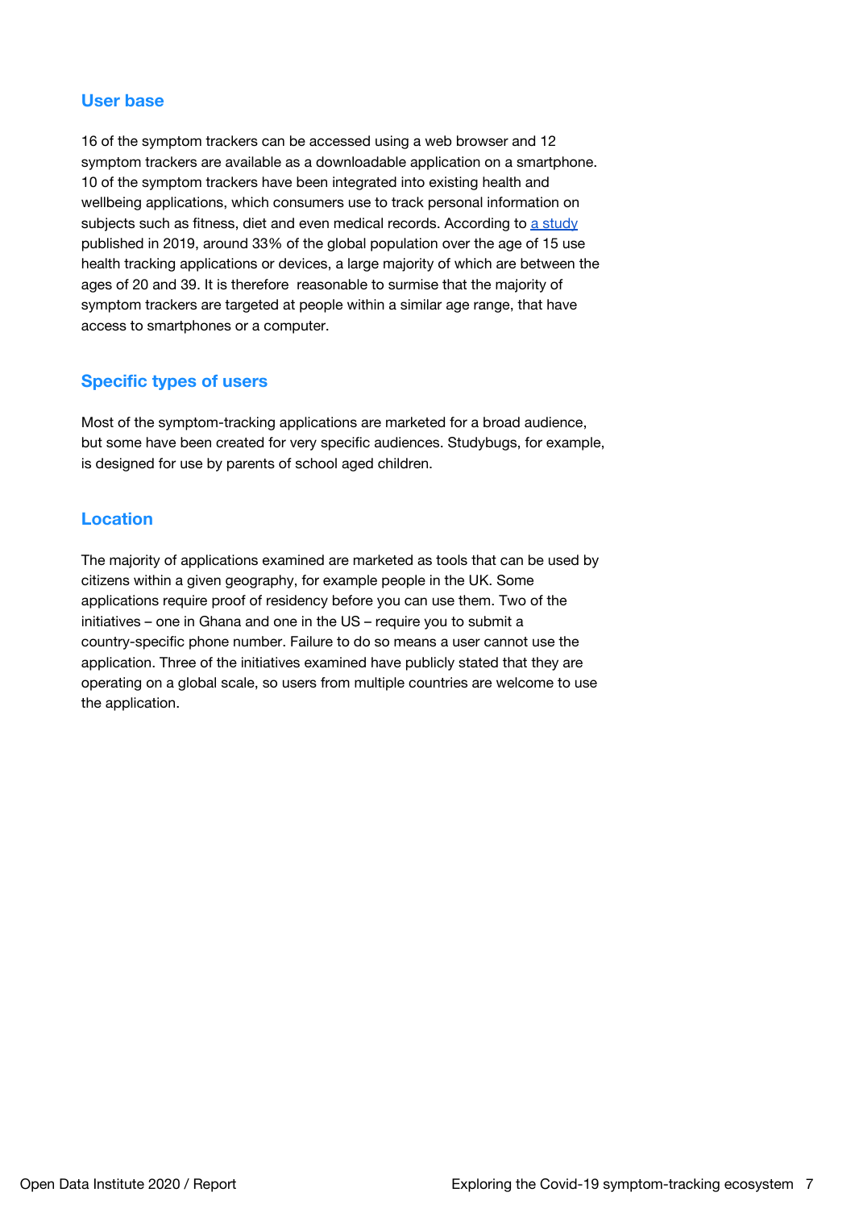## User base

16 of the symptom trackers can be accessed using a web browser and 12 symptom trackers are available as a downloadable application on a smartphone. 10 of the symptom trackers have been integrated into existing health and wellbeing applications, which consumers use to track personal information on subjects such as fitness, diet and even medical records. According to a study published in 2019, around 33% of the global population over the age of 15 use health tracking applications or devices, a large majority of which are between the ages of 20 and 39. It is therefore reasonable to surmise that the majority of symptom trackers are targeted at people within a similar age range, that have access to smartphones or a computer.

## Specific types of users

Most of the symptom-tracking applications are marketed for a broad audience, but some have been created for very specific audiences. Studybugs, for example, is designed for use by parents of school aged children.

## Location

The majority of applications examined are marketed as tools that can be used by citizens within a given geography, for example people in the UK. Some applications require proof of residency before you can use them. Two of the initiatives – one in Ghana and one in the US – require you to submit a country-specific phone number. Failure to do so means a user cannot use the application. Three of the initiatives examined have publicly stated that they are operating on a global scale, so users from multiple countries are welcome to use the application.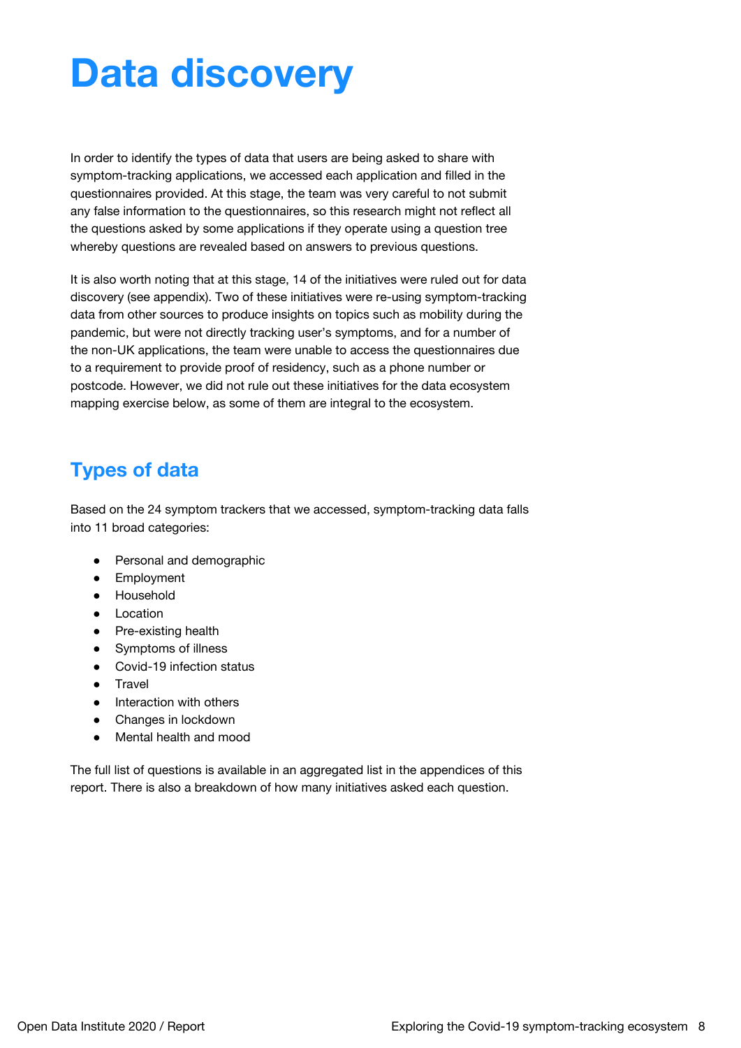# Data discovery

In order to identify the types of data that users are being asked to share with symptom-tracking applications, we accessed each application and filled in the questionnaires provided. At this stage, the team was very careful to not submit any false information to the questionnaires, so this research might not reflect all the questions asked by some applications if they operate using a question tree whereby questions are revealed based on answers to previous questions.

It is also worth noting that at this stage, 14 of the initiatives were ruled out for data discovery (see appendix). Two of these initiatives were re-using symptom-tracking data from other sources to produce insights on topics such as mobility during the pandemic, but were not directly tracking user's symptoms, and for a number of the non-UK applications, the team were unable to access the questionnaires due to a requirement to provide proof of residency, such as a phone number or postcode. However, we did not rule out these initiatives for the data ecosystem mapping exercise below, as some of them are integral to the ecosystem.

## Types of data

Based on the 24 symptom trackers that we accessed, symptom-tracking data falls into 11 broad categories:

- Personal and demographic
- Employment
- Household
- Location
- Pre-existing health
- Symptoms of illness
- Covid-19 infection status
- Travel
- Interaction with others
- Changes in lockdown
- Mental health and mood

The full list of questions is available in an aggregated list in the appendices of this report. There is also a breakdown of how many initiatives asked each question.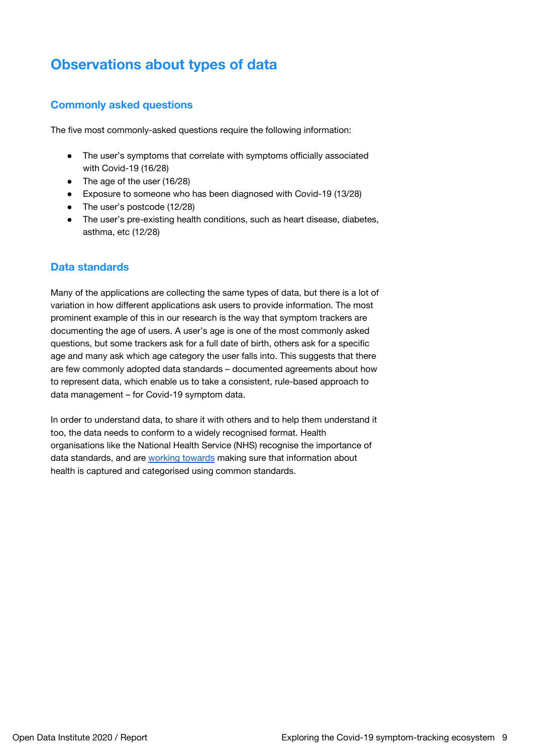## Observations about types of data

### Commonly asked questions

The five most commonly-asked questions require the following information:

- The user's symptoms that correlate with symptoms officially associated with Covid-19 (16/28)
- The age of the user (16/28)
- Exposure to someone who has been diagnosed with Covid-19 (13/28)
- The user's postcode (12/28)
- The user's pre-existing health conditions, such as heart disease, diabetes, asthma, etc (12/28)

### Data standards

Many of the applications are collecting the same types of data, but there is a lot of variation in how different applications ask users to provide information. The most prominent example of this in our research is the way that symptom trackers are documenting the age of users. A user's age is one of the most commonly asked questions, but some trackers ask for a full date of birth, others ask for a specific age and many ask which age category the user falls into. This suggests that there are few commonly adopted data standards – documented agreements about how to represent data, which enable us to take a consistent, rule-based approach to data management – for Covid-19 symptom data.

In order to understand data, to share it with others and to help them understand it too, the data needs to conform to a widely recognised format. Health organisations like the National Health Service (NHS) recognise the importance of data standards, and are working towards making sure that information about health is captured and categorised using common standards.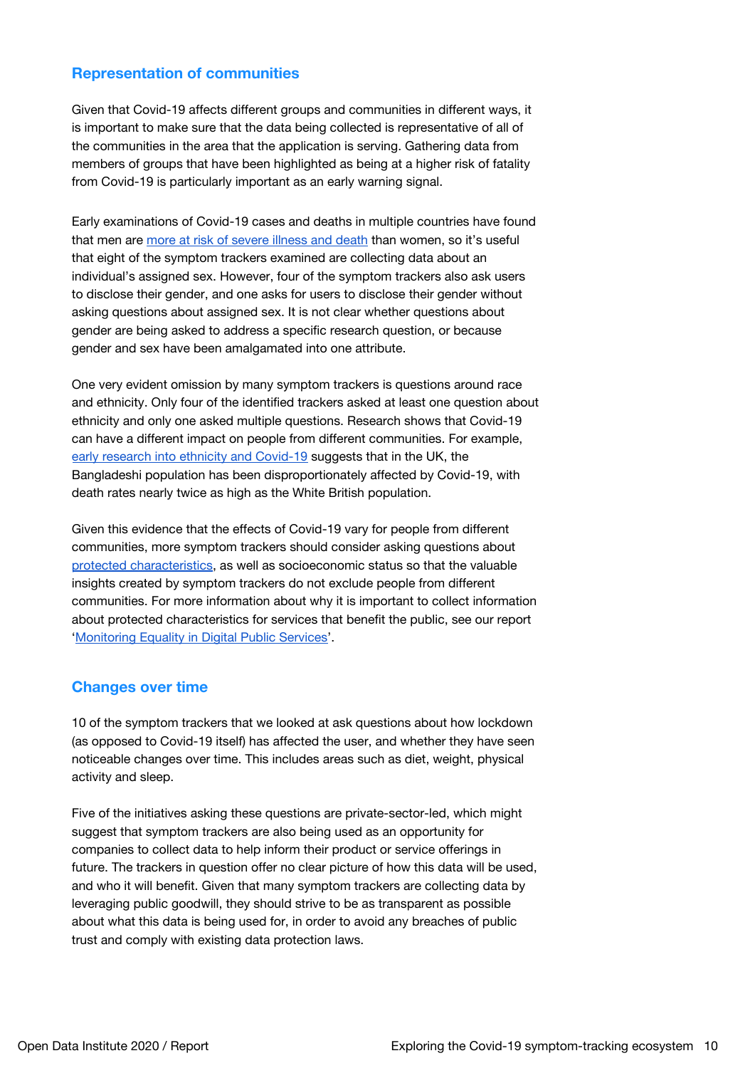## Representation of communities

Given that Covid-19 affects different groups and communities in different ways, it is important to make sure that the data being collected is representative of all of the communities in the area that the application is serving. Gathering data from members of groups that have been highlighted as being at a higher risk of fatality from Covid-19 is particularly important as an early warning signal.

Early examinations of Covid-19 cases and deaths in multiple countries have found that men are more at risk of severe illness and death than women, so it's useful that eight of the symptom trackers examined are collecting data about an individual's assigned sex. However, four of the symptom trackers also ask users to disclose their gender, and one asks for users to disclose their gender without asking questions about assigned sex. It is not clear whether questions about gender are being asked to address a specific research question, or because gender and sex have been amalgamated into one attribute.

One very evident omission by many symptom trackers is questions around race and ethnicity. Only four of the identified trackers asked at least one question about ethnicity and only one asked multiple questions. Research shows that Covid-19 can have a different impact on people from different communities. For example, early research into ethnicity and Covid-19 suggests that in the UK, the Bangladeshi population has been disproportionately affected by Covid-19, with death rates nearly twice as high as the White British population.

Given this evidence that the effects of Covid-19 vary for people from different communities, more symptom trackers should consider asking questions about protected characteristics, as well as socioeconomic status so that the valuable insights created by symptom trackers do not exclude people from different communities. For more information about why it is important to collect information about protected characteristics for services that benefit the public, see our report 'Monitoring Equality in Digital Public Services'.

## Changes over time

10 of the symptom trackers that we looked at ask questions about how lockdown (as opposed to Covid-19 itself) has affected the user, and whether they have seen noticeable changes over time. This includes areas such as diet, weight, physical activity and sleep.

Five of the initiatives asking these questions are private-sector-led, which might suggest that symptom trackers are also being used as an opportunity for companies to collect data to help inform their product or service offerings in future. The trackers in question offer no clear picture of how this data will be used, and who it will benefit. Given that many symptom trackers are collecting data by leveraging public goodwill, they should strive to be as transparent as possible about what this data is being used for, in order to avoid any breaches of public trust and comply with existing data protection laws.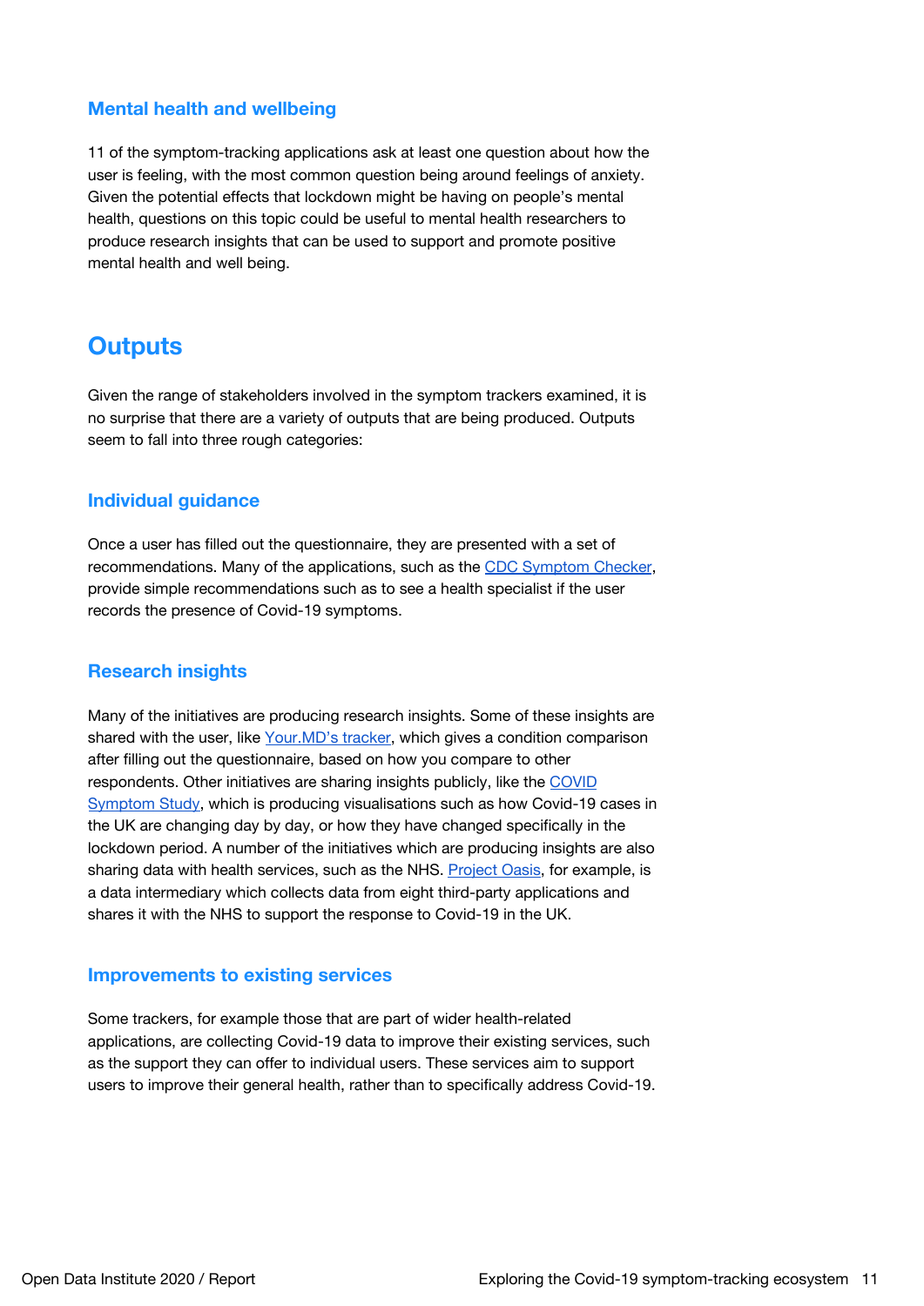### Mental health and wellbeing

11 of the symptom-tracking applications ask at least one question about how the user is feeling, with the most common question being around feelings of anxiety. Given the potential effects that lockdown might be having on people's mental health, questions on this topic could be useful to mental health researchers to produce research insights that can be used to support and promote positive mental health and well being.

## Outputs

Given the range of stakeholders involved in the symptom trackers examined, it is no surprise that there are a variety of outputs that are being produced. Outputs seem to fall into three rough categories:

### Individual guidance

Once a user has filled out the questionnaire, they are presented with a set of recommendations. Many of the applications, such as the CDC Symptom Checker, provide simple recommendations such as to see a health specialist if the user records the presence of Covid-19 symptoms.

### Research insights

Many of the initiatives are producing research insights. Some of these insights are shared with the user, like Your.MD's tracker, which gives a condition comparison after filling out the questionnaire, based on how you compare to other respondents. Other initiatives are sharing insights publicly, like the COVID Symptom Study, which is producing visualisations such as how Covid-19 cases in the UK are changing day by day, or how they have changed specifically in the lockdown period. A number of the initiatives which are producing insights are also sharing data with health services, such as the NHS. Project Oasis, for example, is a data intermediary which collects data from eight third-party applications and shares it with the NHS to support the response to Covid-19 in the UK.

### Improvements to existing services

Some trackers, for example those that are part of wider health-related applications, are collecting Covid-19 data to improve their existing services, such as the support they can offer to individual users. These services aim to support users to improve their general health, rather than to specifically address Covid-19.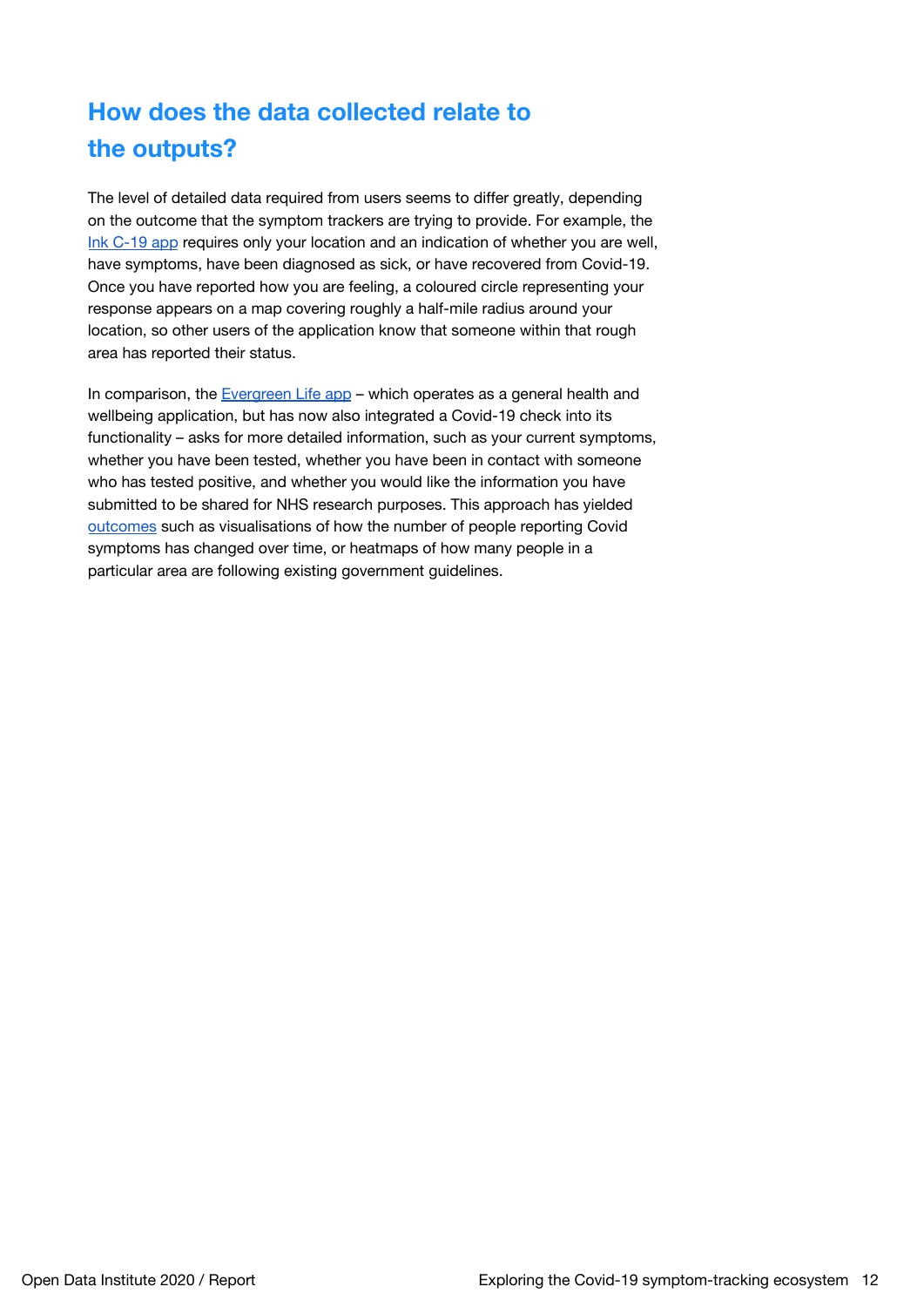## How does the data collected relate to the outputs?

The level of detailed data required from users seems to differ greatly, depending on the outcome that the symptom trackers are trying to provide. For example, the Ink C-19 app requires only your location and an indication of whether you are well, have symptoms, have been diagnosed as sick, or have recovered from Covid-19. Once you have reported how you are feeling, a coloured circle representing your response appears on a map covering roughly a half-mile radius around your location, so other users of the application know that someone within that rough area has reported their status.

In comparison, the Evergreen Life app – which operates as a general health and wellbeing application, but has now also integrated a Covid-19 check into its functionality – asks for more detailed information, such as your current symptoms, whether you have been tested, whether you have been in contact with someone who has tested positive, and whether you would like the information you have submitted to be shared for NHS research purposes. This approach has yielded outcomes such as visualisations of how the number of people reporting Covid symptoms has changed over time, or heatmaps of how many people in a particular area are following existing government guidelines.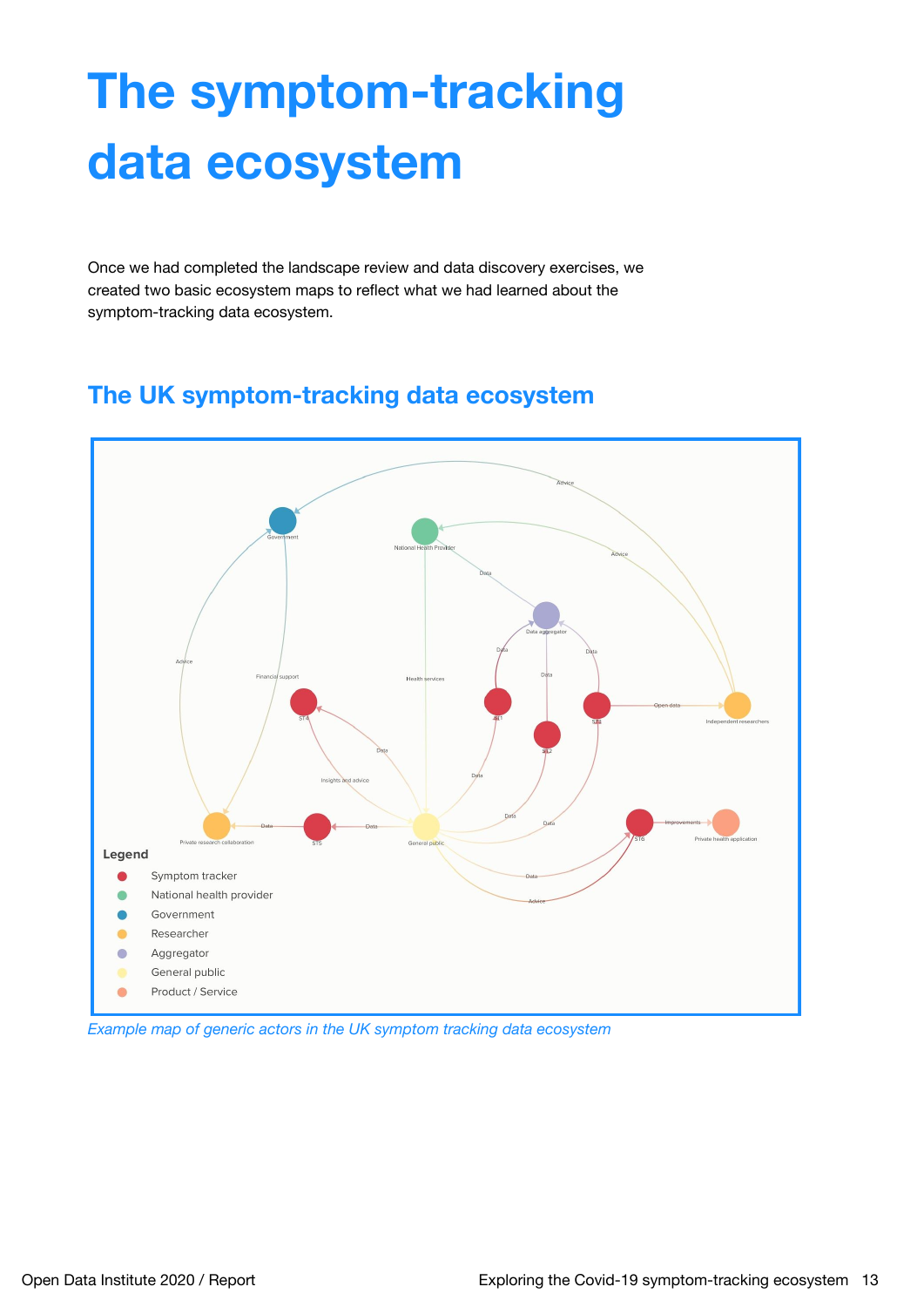# The symptom-tracking data ecosystem

Once we had completed the landscape review and data discovery exercises, we created two basic ecosystem maps to reflect what we had learned about the symptom-tracking data ecosystem.

## The UK symptom-tracking data ecosystem

Legend

- Symptom tracker
- National health provider
- Government
- Researcher
- Aggregator
- General public
- Product / Service

*Example map of generic actors in the UK symptom tracking data ecosystem*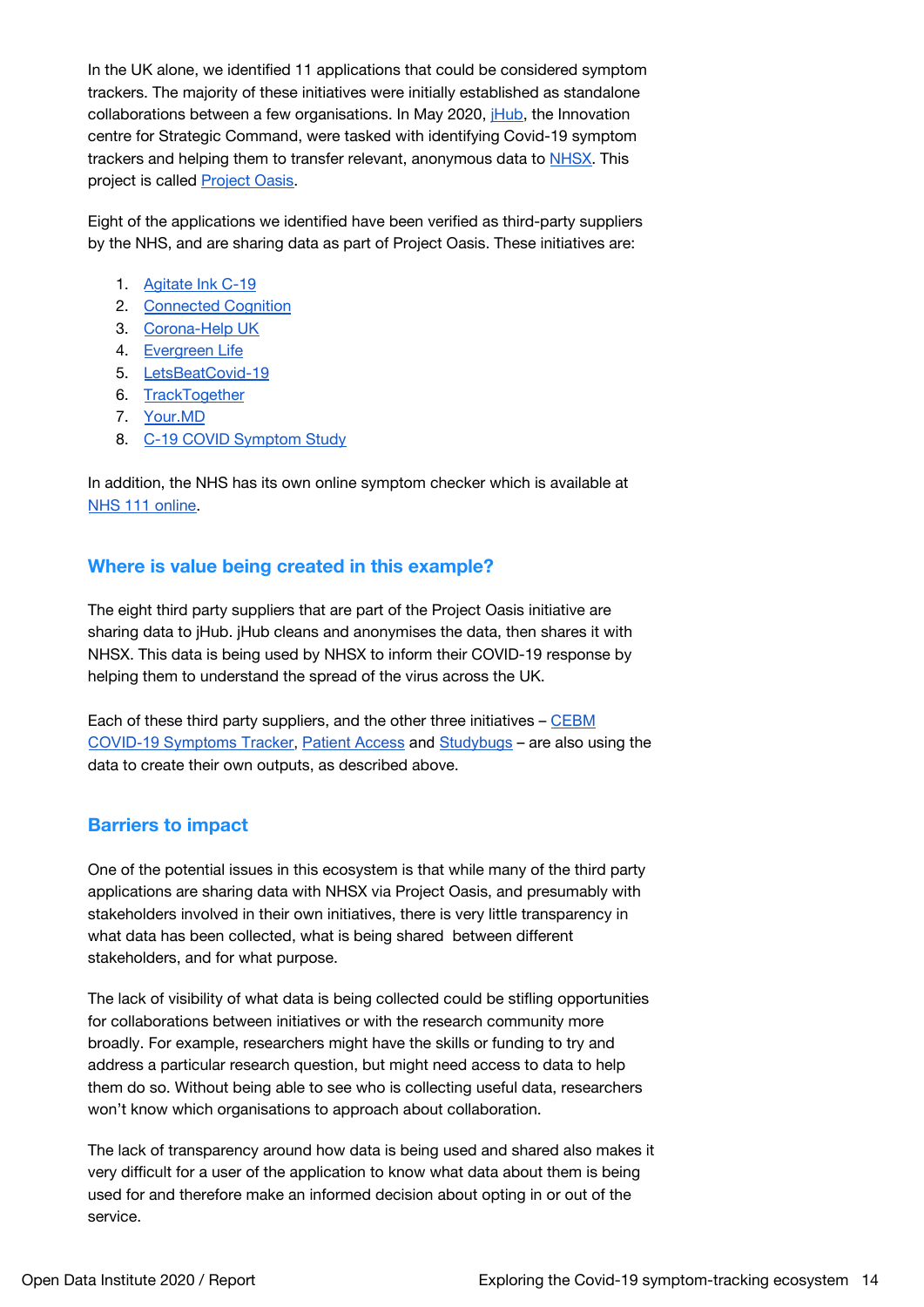In the UK alone, we identified 11 applications that could be considered symptom trackers. The majority of these initiatives were initially established as standalone collaborations between a few organisations. In May 2020, jHub, the Innovation centre for Strategic Command, were tasked with identifying Covid-19 symptom trackers and helping them to transfer relevant, anonymous data to NHSX. This project is called Project Oasis.

Eight of the applications we identified have been verified as third-party suppliers by the NHS, and are sharing data as part of Project Oasis. These initiatives are:

1. Agitate Ink C-19
2. Connected Cognition
3. Corona-Help UK
4. Evergreen Life
5. LetsBeatCovid-19
6. TrackTogether
7. Your.MD
8. C-19 COVID Symptom Study

In addition, the NHS has its own online symptom checker which is available at NHS 111 online.

## Where is value being created in this example?

The eight third party suppliers that are part of the Project Oasis initiative are sharing data to jHub. jHub cleans and anonymises the data, then shares it with NHSX. This data is being used by NHSX to inform their COVID-19 response by helping them to understand the spread of the virus across the UK.

Each of these third party suppliers, and the other three initiatives – CEBM COVID-19 Symptoms Tracker, Patient Access and Studybugs – are also using the data to create their own outputs, as described above.

## Barriers to impact

One of the potential issues in this ecosystem is that while many of the third party applications are sharing data with NHSX via Project Oasis, and presumably with stakeholders involved in their own initiatives, there is very little transparency in what data has been collected, what is being shared between different stakeholders, and for what purpose.

The lack of visibility of what data is being collected could be stifling opportunities for collaborations between initiatives or with the research community more broadly. For example, researchers might have the skills or funding to try and address a particular research question, but might need access to data to help them do so. Without being able to see who is collecting useful data, researchers won't know which organisations to approach about collaboration.

The lack of transparency around how data is being used and shared also makes it very difficult for a user of the application to know what data about them is being used for and therefore make an informed decision about opting in or out of the service.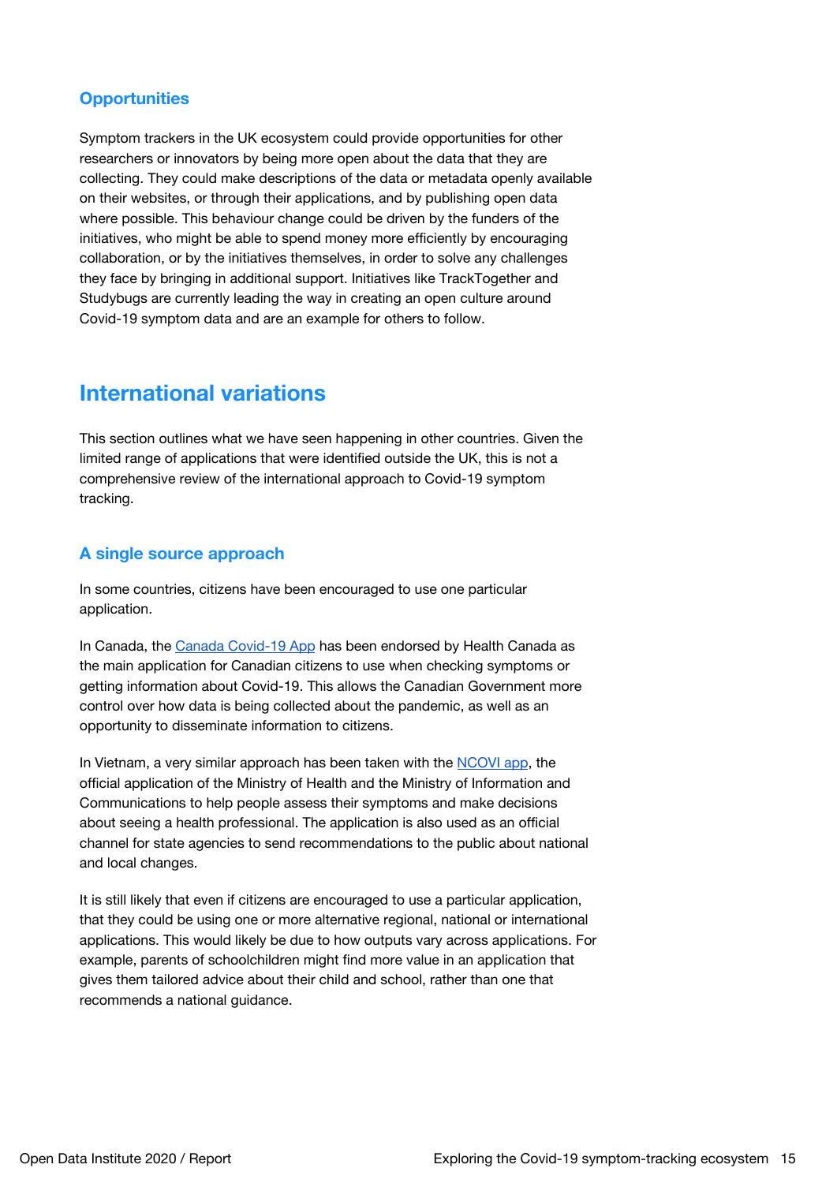### Opportunities

Symptom trackers in the UK ecosystem could provide opportunities for other researchers or innovators by being more open about the data that they are collecting. They could make descriptions of the data or metadata openly available on their websites, or through their applications, and by publishing open data where possible. This behaviour change could be driven by the funders of the initiatives, who might be able to spend money more efficiently by encouraging collaboration, or by the initiatives themselves, in order to solve any challenges they face by bringing in additional support. Initiatives like TrackTogether and Studybugs are currently leading the way in creating an open culture around Covid-19 symptom data and are an example for others to follow.

## International variations

This section outlines what we have seen happening in other countries. Given the limited range of applications that were identified outside the UK, this is not a comprehensive review of the international approach to Covid-19 symptom tracking.

### A single source approach

In some countries, citizens have been encouraged to use one particular application.

In Canada, the Canada Covid-19 App has been endorsed by Health Canada as the main application for Canadian citizens to use when checking symptoms or getting information about Covid-19. This allows the Canadian Government more control over how data is being collected about the pandemic, as well as an opportunity to disseminate information to citizens.

In Vietnam, a very similar approach has been taken with the NCOVI app, the official application of the Ministry of Health and the Ministry of Information and Communications to help people assess their symptoms and make decisions about seeing a health professional. The application is also used as an official channel for state agencies to send recommendations to the public about national and local changes.

It is still likely that even if citizens are encouraged to use a particular application, that they could be using one or more alternative regional, national or international applications. This would likely be due to how outputs vary across applications. For example, parents of schoolchildren might find more value in an application that gives them tailored advice about their child and school, rather than one that recommends a national guidance.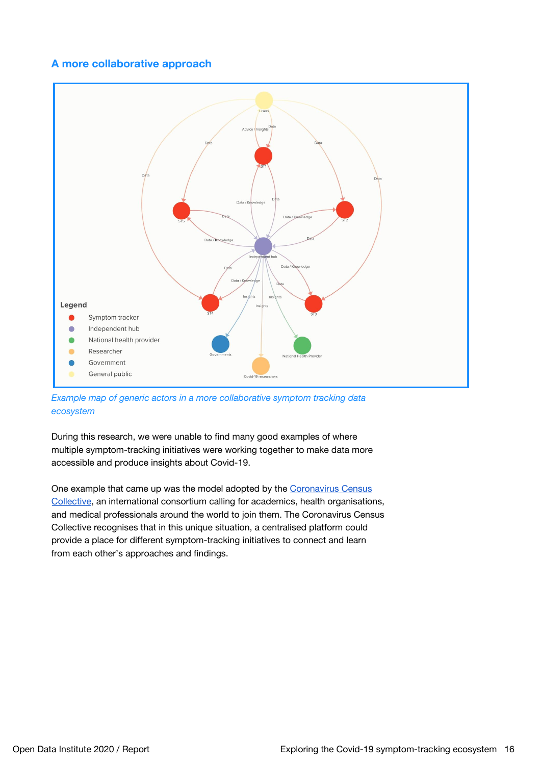## A more collaborative approach

Users
Advice / Insights
Data
Data
Data
Data
Data
ST1
Data / Knowledge
Data
Data / Knowledge
ST5
Data
ST2
Data / Knowledge
Data
Independent hub
Data
Data / Knowledge
Data / Knowledge
Data
Insights
Insights
Insights
ST4
ST3
Governments
National Health Provider
Covid-19 researchers

Legend
Symptom tracker
Independent hub
National health provider
Researcher
Government
General public

*Example map of generic actors in a more collaborative symptom tracking data ecosystem*

During this research, we were unable to find many good examples of where multiple symptom-tracking initiatives were working together to make data more accessible and produce insights about Covid-19.

One example that came up was the model adopted by the Coronavirus Census Collective, an international consortium calling for academics, health organisations, and medical professionals around the world to join them. The Coronavirus Census Collective recognises that in this unique situation, a centralised platform could provide a place for different symptom-tracking initiatives to connect and learn from each other's approaches and findings.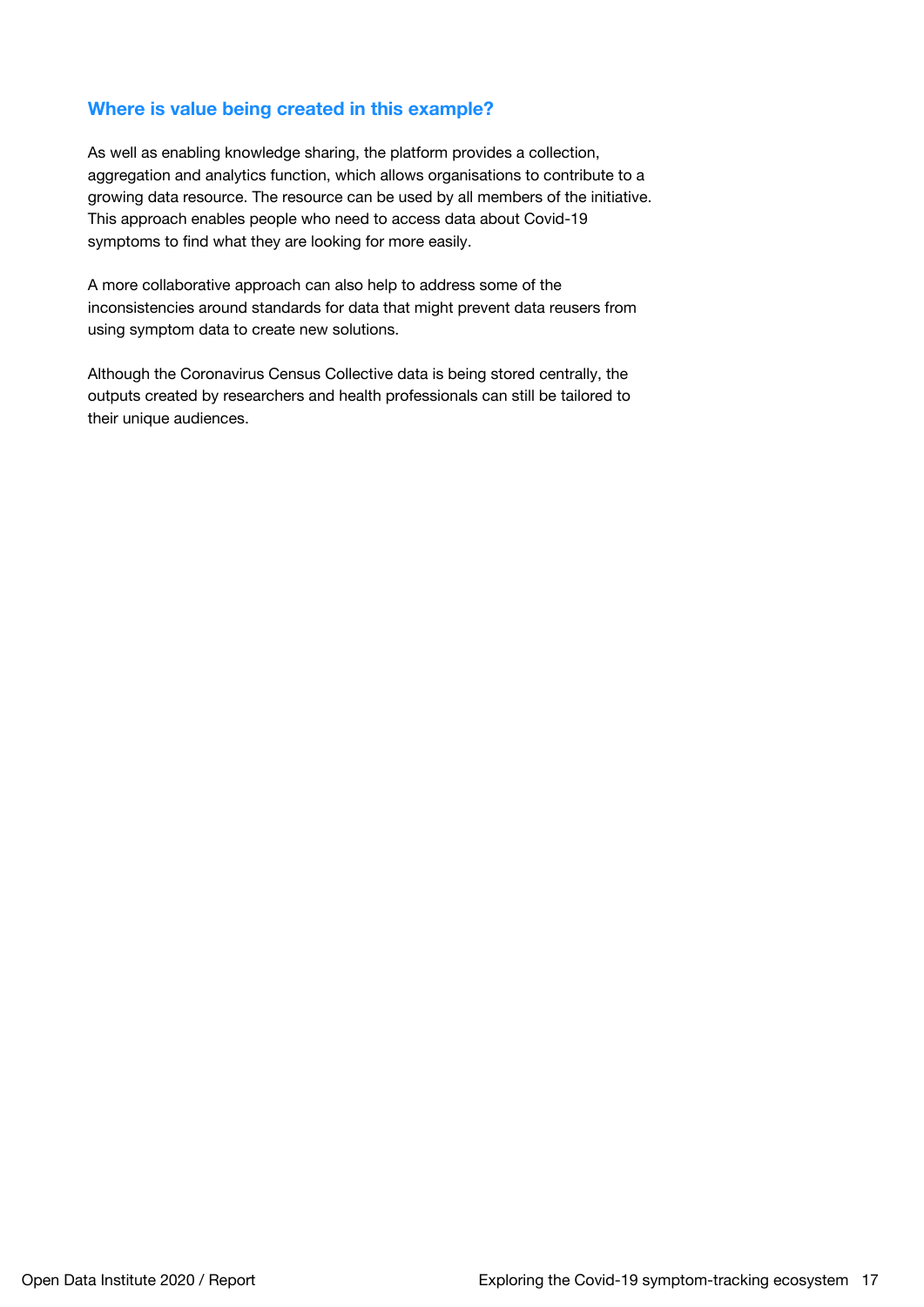### Where is value being created in this example?

As well as enabling knowledge sharing, the platform provides a collection, aggregation and analytics function, which allows organisations to contribute to a growing data resource. The resource can be used by all members of the initiative. This approach enables people who need to access data about Covid-19 symptoms to find what they are looking for more easily.

A more collaborative approach can also help to address some of the inconsistencies around standards for data that might prevent data reusers from using symptom data to create new solutions.

Although the Coronavirus Census Collective data is being stored centrally, the outputs created by researchers and health professionals can still be tailored to their unique audiences.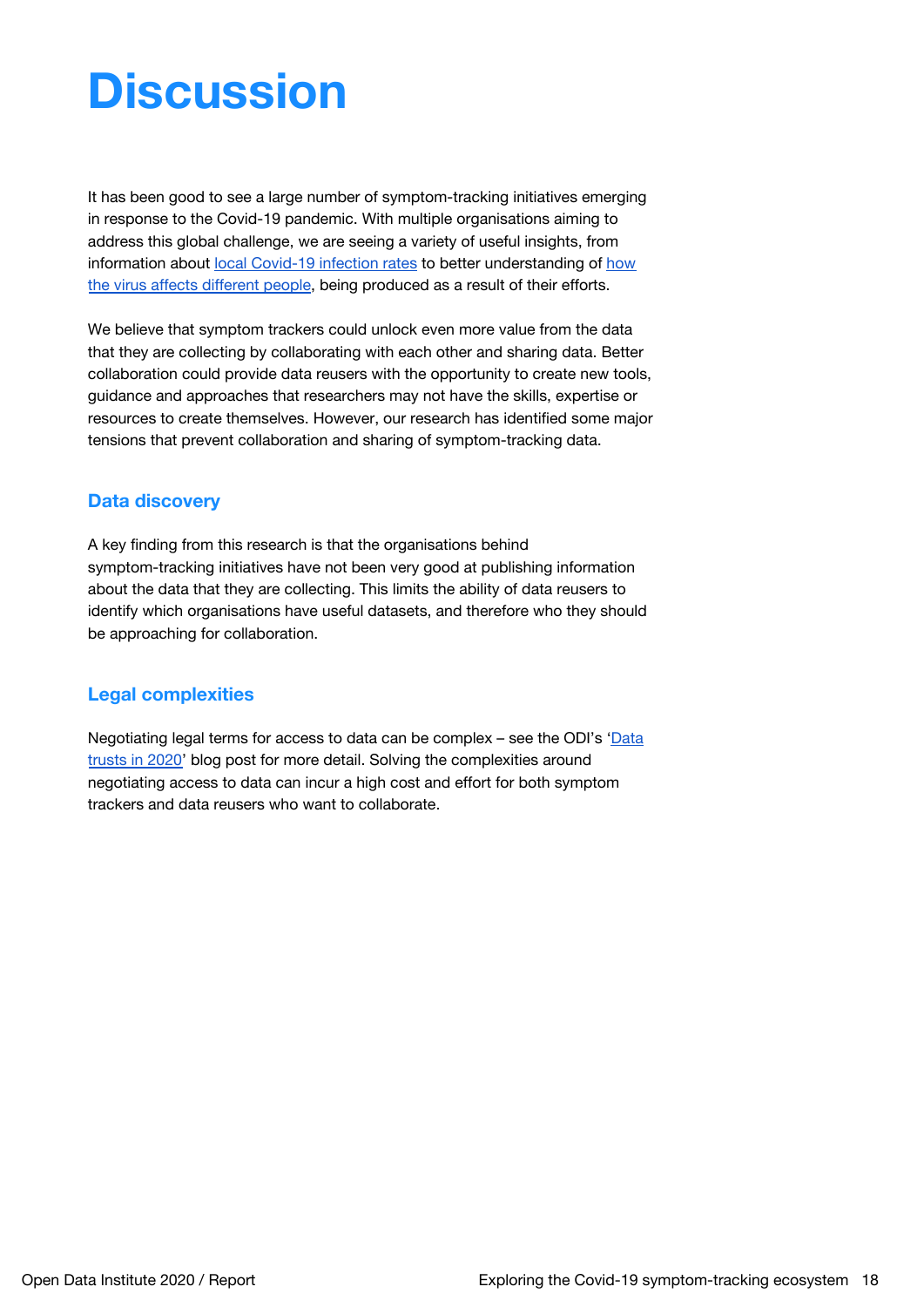# Discussion

It has been good to see a large number of symptom-tracking initiatives emerging in response to the Covid-19 pandemic. With multiple organisations aiming to address this global challenge, we are seeing a variety of useful insights, from information about local Covid-19 infection rates to better understanding of how the virus affects different people, being produced as a result of their efforts.

We believe that symptom trackers could unlock even more value from the data that they are collecting by collaborating with each other and sharing data. Better collaboration could provide data reusers with the opportunity to create new tools, guidance and approaches that researchers may not have the skills, expertise or resources to create themselves. However, our research has identified some major tensions that prevent collaboration and sharing of symptom-tracking data.

## Data discovery

A key finding from this research is that the organisations behind symptom-tracking initiatives have not been very good at publishing information about the data that they are collecting. This limits the ability of data reusers to identify which organisations have useful datasets, and therefore who they should be approaching for collaboration.

## Legal complexities

Negotiating legal terms for access to data can be complex – see the ODI's 'Data trusts in 2020' blog post for more detail. Solving the complexities around negotiating access to data can incur a high cost and effort for both symptom trackers and data reusers who want to collaborate.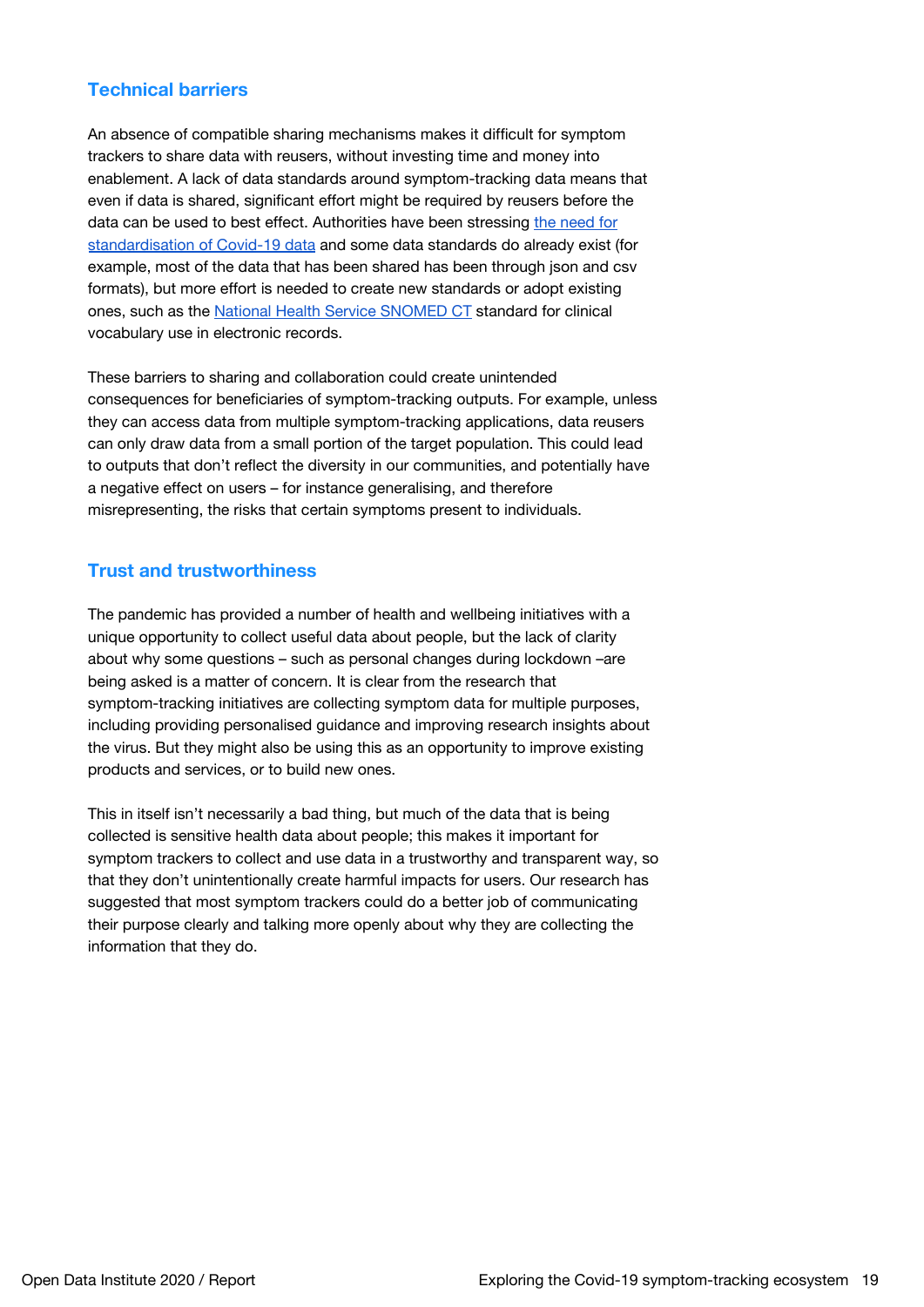## Technical barriers

An absence of compatible sharing mechanisms makes it difficult for symptom trackers to share data with reusers, without investing time and money into enablement. A lack of data standards around symptom-tracking data means that even if data is shared, significant effort might be required by reusers before the data can be used to best effect. Authorities have been stressing the need for standardisation of Covid-19 data and some data standards do already exist (for example, most of the data that has been shared has been through json and csv formats), but more effort is needed to create new standards or adopt existing ones, such as the National Health Service SNOMED CT standard for clinical vocabulary use in electronic records.

These barriers to sharing and collaboration could create unintended consequences for beneficiaries of symptom-tracking outputs. For example, unless they can access data from multiple symptom-tracking applications, data reusers can only draw data from a small portion of the target population. This could lead to outputs that don't reflect the diversity in our communities, and potentially have a negative effect on users – for instance generalising, and therefore misrepresenting, the risks that certain symptoms present to individuals.

## Trust and trustworthiness

The pandemic has provided a number of health and wellbeing initiatives with a unique opportunity to collect useful data about people, but the lack of clarity about why some questions – such as personal changes during lockdown –are being asked is a matter of concern. It is clear from the research that symptom-tracking initiatives are collecting symptom data for multiple purposes, including providing personalised guidance and improving research insights about the virus. But they might also be using this as an opportunity to improve existing products and services, or to build new ones.

This in itself isn't necessarily a bad thing, but much of the data that is being collected is sensitive health data about people; this makes it important for symptom trackers to collect and use data in a trustworthy and transparent way, so that they don't unintentionally create harmful impacts for users. Our research has suggested that most symptom trackers could do a better job of communicating their purpose clearly and talking more openly about why they are collecting the information that they do.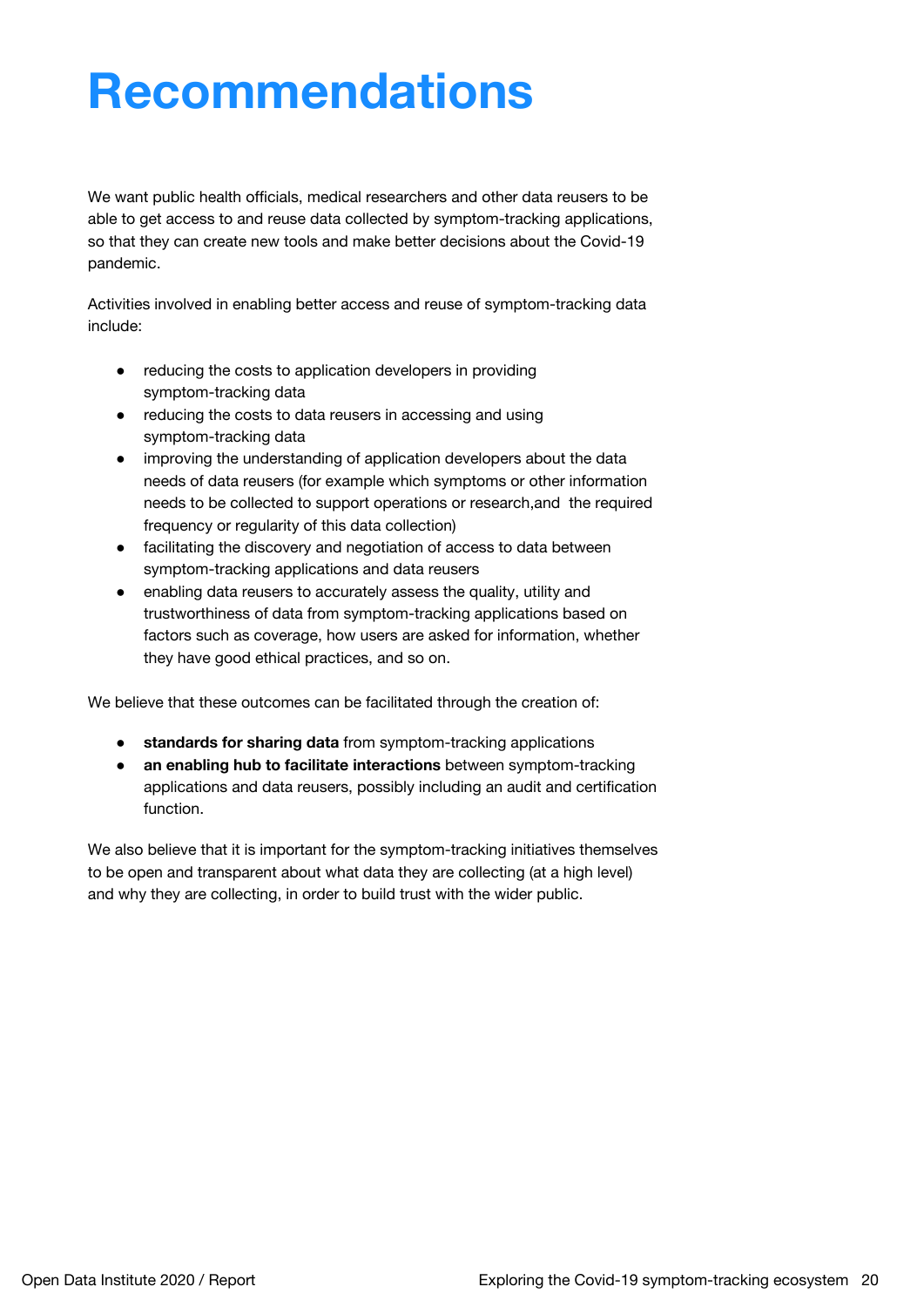# Recommendations

We want public health officials, medical researchers and other data reusers to be able to get access to and reuse data collected by symptom-tracking applications, so that they can create new tools and make better decisions about the Covid-19 pandemic.

Activities involved in enabling better access and reuse of symptom-tracking data include:

- reducing the costs to application developers in providing symptom-tracking data
- reducing the costs to data reusers in accessing and using symptom-tracking data
- improving the understanding of application developers about the data needs of data reusers (for example which symptoms or other information needs to be collected to support operations or research,and  the required frequency or regularity of this data collection)
- facilitating the discovery and negotiation of access to data between symptom-tracking applications and data reusers
- enabling data reusers to accurately assess the quality, utility and trustworthiness of data from symptom-tracking applications based on factors such as coverage, how users are asked for information, whether they have good ethical practices, and so on.

We believe that these outcomes can be facilitated through the creation of:

- **standards for sharing data** from symptom-tracking applications
- **an enabling hub to facilitate interactions** between symptom-tracking applications and data reusers, possibly including an audit and certification function.

We also believe that it is important for the symptom-tracking initiatives themselves to be open and transparent about what data they are collecting (at a high level) and why they are collecting, in order to build trust with the wider public.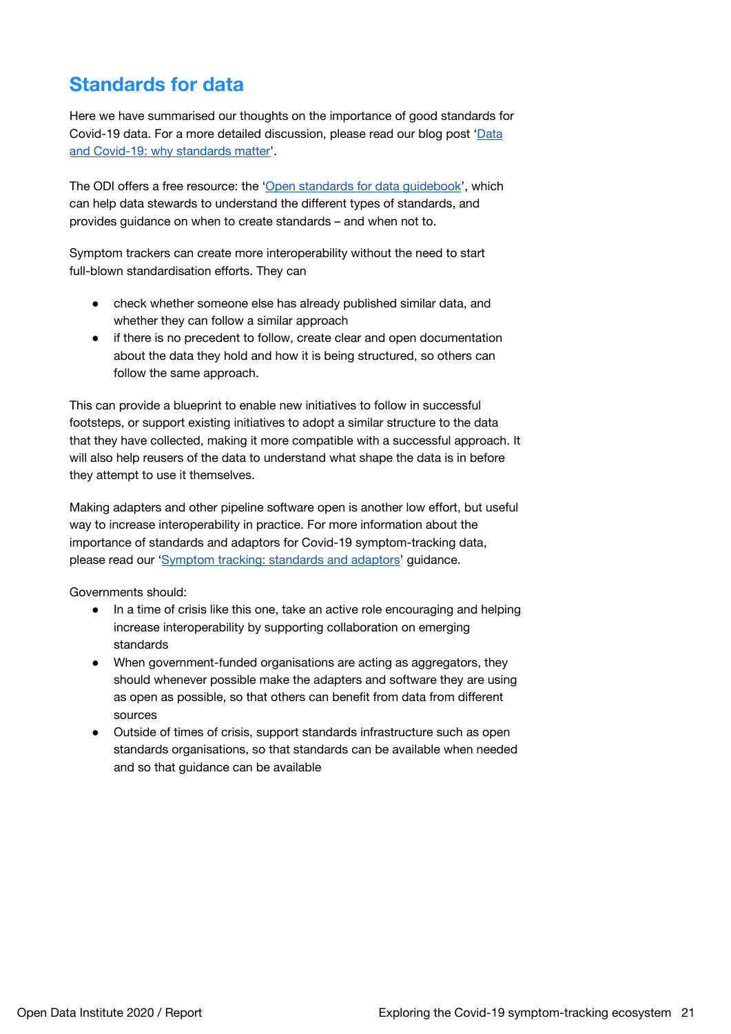## Standards for data

Here we have summarised our thoughts on the importance of good standards for Covid-19 data. For a more detailed discussion, please read our blog post 'Data and Covid-19: why standards matter'.

The ODI offers a free resource: the 'Open standards for data guidebook', which can help data stewards to understand the different types of standards, and provides guidance on when to create standards – and when not to.

Symptom trackers can create more interoperability without the need to start full-blown standardisation efforts. They can

- check whether someone else has already published similar data, and whether they can follow a similar approach
- if there is no precedent to follow, create clear and open documentation about the data they hold and how it is being structured, so others can follow the same approach.

This can provide a blueprint to enable new initiatives to follow in successful footsteps, or support existing initiatives to adopt a similar structure to the data that they have collected, making it more compatible with a successful approach. It will also help reusers of the data to understand what shape the data is in before they attempt to use it themselves.

Making adapters and other pipeline software open is another low effort, but useful way to increase interoperability in practice. For more information about the importance of standards and adaptors for Covid-19 symptom-tracking data, please read our 'Symptom tracking: standards and adaptors' guidance.

Governments should:

- In a time of crisis like this one, take an active role encouraging and helping increase interoperability by supporting collaboration on emerging standards
- When government-funded organisations are acting as aggregators, they should whenever possible make the adapters and software they are using as open as possible, so that others can benefit from data from different sources
- Outside of times of crisis, support standards infrastructure such as open standards organisations, so that standards can be available when needed and so that guidance can be available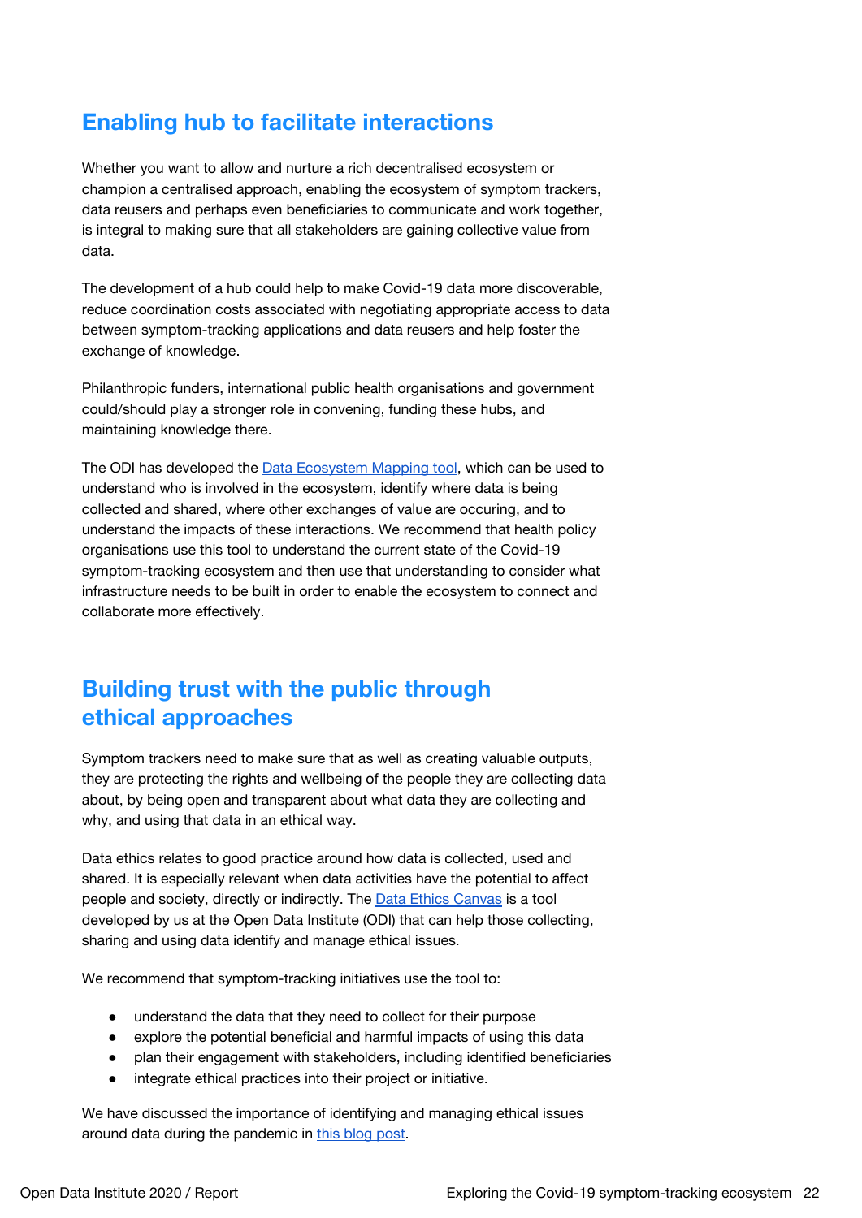## Enabling hub to facilitate interactions

Whether you want to allow and nurture a rich decentralised ecosystem or champion a centralised approach, enabling the ecosystem of symptom trackers, data reusers and perhaps even beneficiaries to communicate and work together, is integral to making sure that all stakeholders are gaining collective value from data.

The development of a hub could help to make Covid-19 data more discoverable, reduce coordination costs associated with negotiating appropriate access to data between symptom-tracking applications and data reusers and help foster the exchange of knowledge.

Philanthropic funders, international public health organisations and government could/should play a stronger role in convening, funding these hubs, and maintaining knowledge there.

The ODI has developed the Data Ecosystem Mapping tool, which can be used to understand who is involved in the ecosystem, identify where data is being collected and shared, where other exchanges of value are occuring, and to understand the impacts of these interactions. We recommend that health policy organisations use this tool to understand the current state of the Covid-19 symptom-tracking ecosystem and then use that understanding to consider what infrastructure needs to be built in order to enable the ecosystem to connect and collaborate more effectively.

## Building trust with the public through ethical approaches

Symptom trackers need to make sure that as well as creating valuable outputs, they are protecting the rights and wellbeing of the people they are collecting data about, by being open and transparent about what data they are collecting and why, and using that data in an ethical way.

Data ethics relates to good practice around how data is collected, used and shared. It is especially relevant when data activities have the potential to affect people and society, directly or indirectly. The Data Ethics Canvas is a tool developed by us at the Open Data Institute (ODI) that can help those collecting, sharing and using data identify and manage ethical issues.

We recommend that symptom-tracking initiatives use the tool to:

- understand the data that they need to collect for their purpose
- explore the potential beneficial and harmful impacts of using this data
- plan their engagement with stakeholders, including identified beneficiaries
- integrate ethical practices into their project or initiative.

We have discussed the importance of identifying and managing ethical issues around data during the pandemic in this blog post.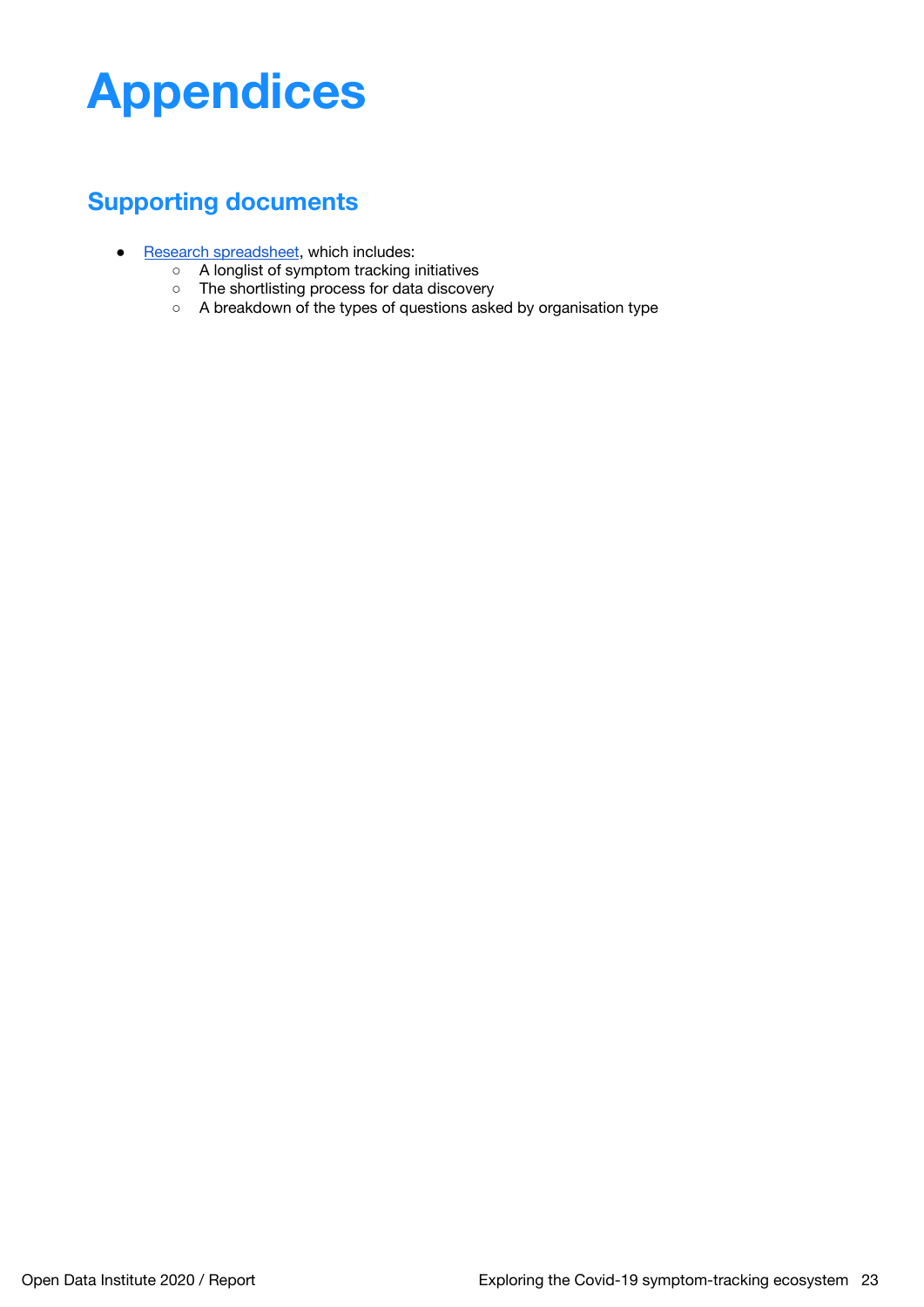# Appendices

## Supporting documents

- Research spreadsheet, which includes:
    - A longlist of symptom tracking initiatives
    - The shortlisting process for data discovery
    - A breakdown of the types of questions asked by organisation type